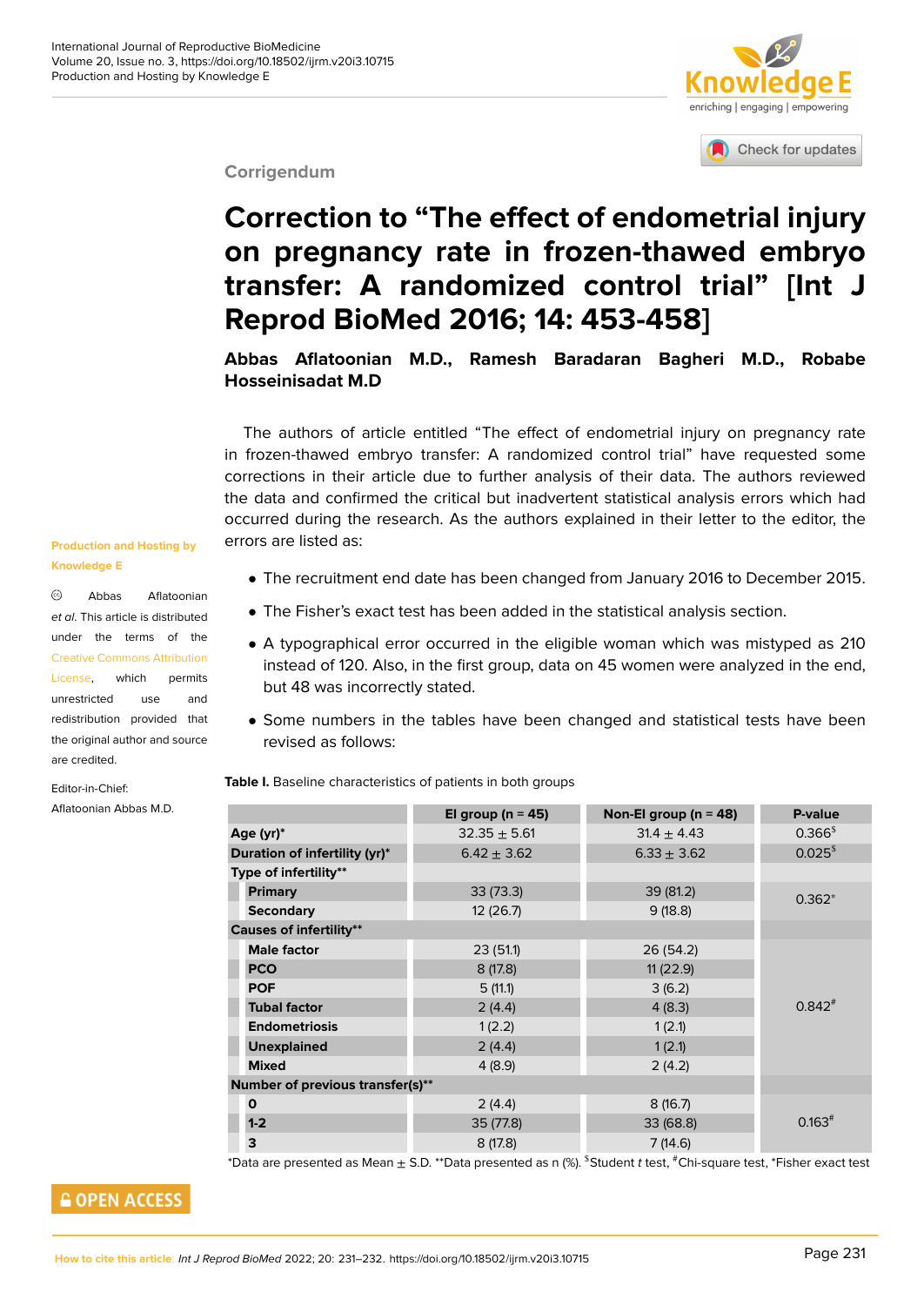Corrigendum

# Correction to "The effect of endometrial injury on pregnancy rate in frozen-thawed embryo transfer: A randomized control trial" [Int J Reprod BioMed 2016; 14: 453-458]

**Abbas Aflatoonian M.D., Ramesh Baradaran Bagheri M.D., Robabe Hosseinisadat M.D**

The authors of article entitled "The effect of endometrial injury on pregnancy rate in frozen-thawed embryo transfer: A randomized control trial" have requested some corrections in their article due to further analysis of their data. The authors reviewed the data and confirmed the critical but inadvertent statistical analysis errors which had occurred during the research. As the authors explained in their letter to the editor, the errors are listed as:

- The recruitment end date has been changed from January 2016 to December 2015.
- The Fisher's exact test has been added in the statistical analysis section.
- A typographical error occurred in the eligible woman which was mistyped as 210 instead of 120. Also, in the first group, data on 45 women were analyzed in the end, but 48 was incorrectly stated.
- Some numbers in the tables have been changed and statistical tests have been revised as follows:

**Production and Hosting by Knowledge E**

Abbas Aflatoonian *et al*. This article is distributed under the terms of the Creative Commons Attribution License, which permits unrestricted use and redistribution provided that the original author and source are credited.

Editor-in-Chief: Aflatoonian Abbas M.D.

**Table I.** Baseline characteristics of patients in both groups

| | EI group (n = 45) | Non-EI group (n = 48) | P-value |
|---|---|---|---|
| **Age (yr)*** | 32.35 ± 5.61 | 31.4 ± 4.43 | 0.366$ |
| **Duration of infertility (yr)*** | 6.42 ± 3.62 | 6.33 ± 3.62 | 0.025$ |
| **Type of infertility**** | | | |
| **Primary** | 33 (73.3) | 39 (81.2) | 0.362* |
| **Secondary** | 12 (26.7) | 9 (18.8) | |
| **Causes of infertility**** | | | |
| **Male factor** | 23 (51.1) | 26 (54.2) | 0.842# |
| **PCO** | 8 (17.8) | 11 (22.9) | |
| **POF** | 5 (11.1) | 3 (6.2) | |
| **Tubal factor** | 2 (4.4) | 4 (8.3) | |
| **Endometriosis** | 1 (2.2) | 1 (2.1) | |
| **Unexplained** | 2 (4.4) | 1 (2.1) | |
| **Mixed** | 4 (8.9) | 2 (4.2) | |
| **Number of previous transfer(s)**** | | | |
| **0** | 2 (4.4) | 8 (16.7) | 0.163# |
| **1-2** | 35 (77.8) | 33 (68.8) | |
| **3** | 8 (17.8) | 7 (14.6) | |

*Data are presented as Mean ± S.D. **Data presented as n (%). $Student *t* test, #Chi-square test, *Fisher exact test

How to cite this article: *Int J Reprod BioMed* 2022; 20: 231–232. https://doi.org/10.18502/ijrm.v20i3.10715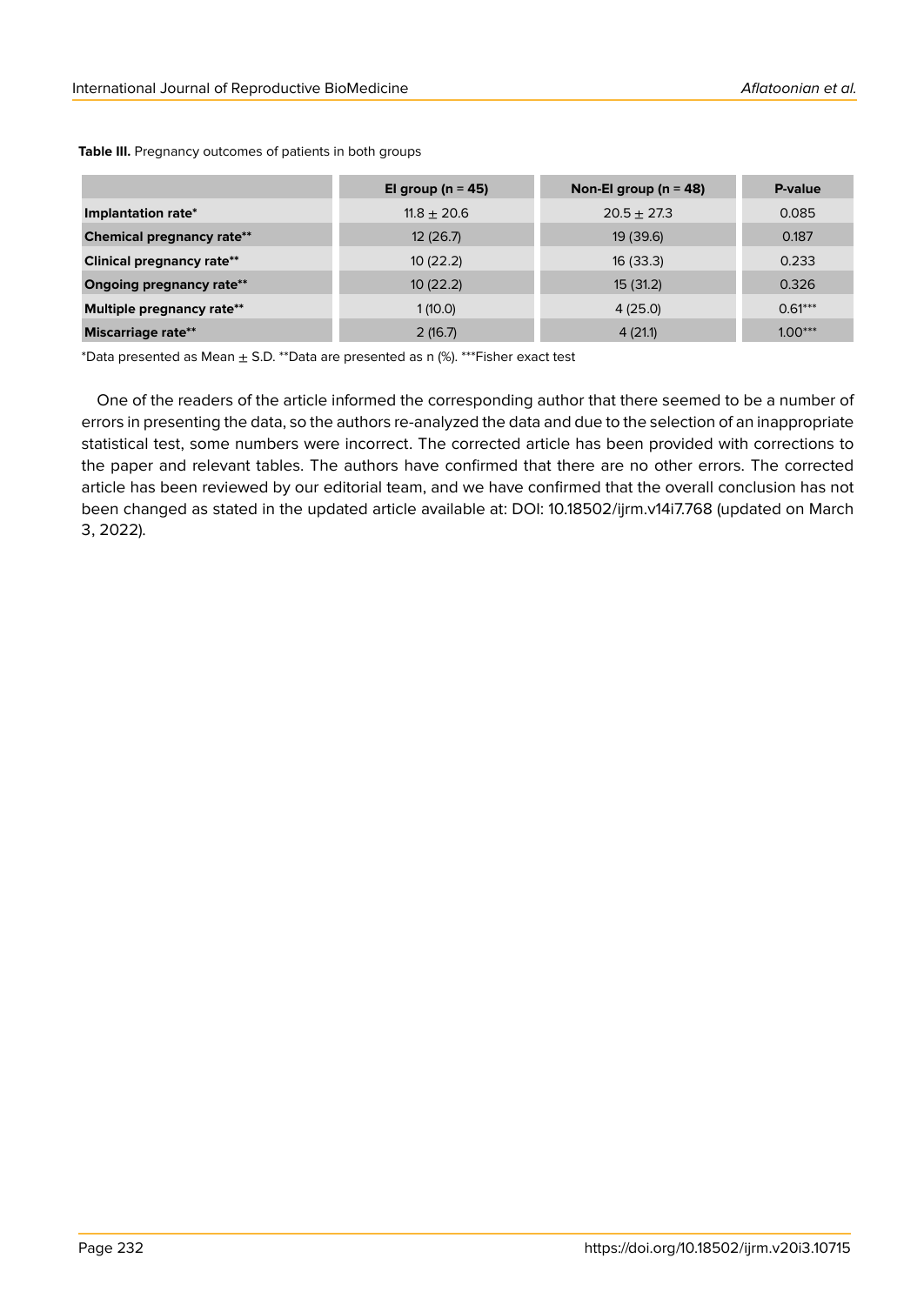**Table III.** Pregnancy outcomes of patients in both groups

| | EI group (n = 45) | Non-EI group (n = 48) | P-value |
|---|---|---|---|
| **Implantation rate*** | 11.8 ± 20.6 | 20.5 ± 27.3 | 0.085 |
| **Chemical pregnancy rate**** | 12 (26.7) | 19 (39.6) | 0.187 |
| **Clinical pregnancy rate**** | 10 (22.2) | 16 (33.3) | 0.233 |
| **Ongoing pregnancy rate**** | 10 (22.2) | 15 (31.2) | 0.326 |
| **Multiple pregnancy rate**** | 1 (10.0) | 4 (25.0) | 0.61*** |
| **Miscarriage rate**** | 2 (16.7) | 4 (21.1) | 1.00*** |

*Data presented as Mean ± S.D. **Data are presented as n (%). ***Fisher exact test

One of the readers of the article informed the corresponding author that there seemed to be a number of errors in presenting the data, so the authors re-analyzed the data and due to the selection of an inappropriate statistical test, some numbers were incorrect. The corrected article has been provided with corrections to the paper and relevant tables. The authors have confirmed that there are no other errors. The corrected article has been reviewed by our editorial team, and we have confirmed that the overall conclusion has not been changed as stated in the updated article available at: DOI: 10.18502/ijrm.v14i7.768 (updated on March 3, 2022).